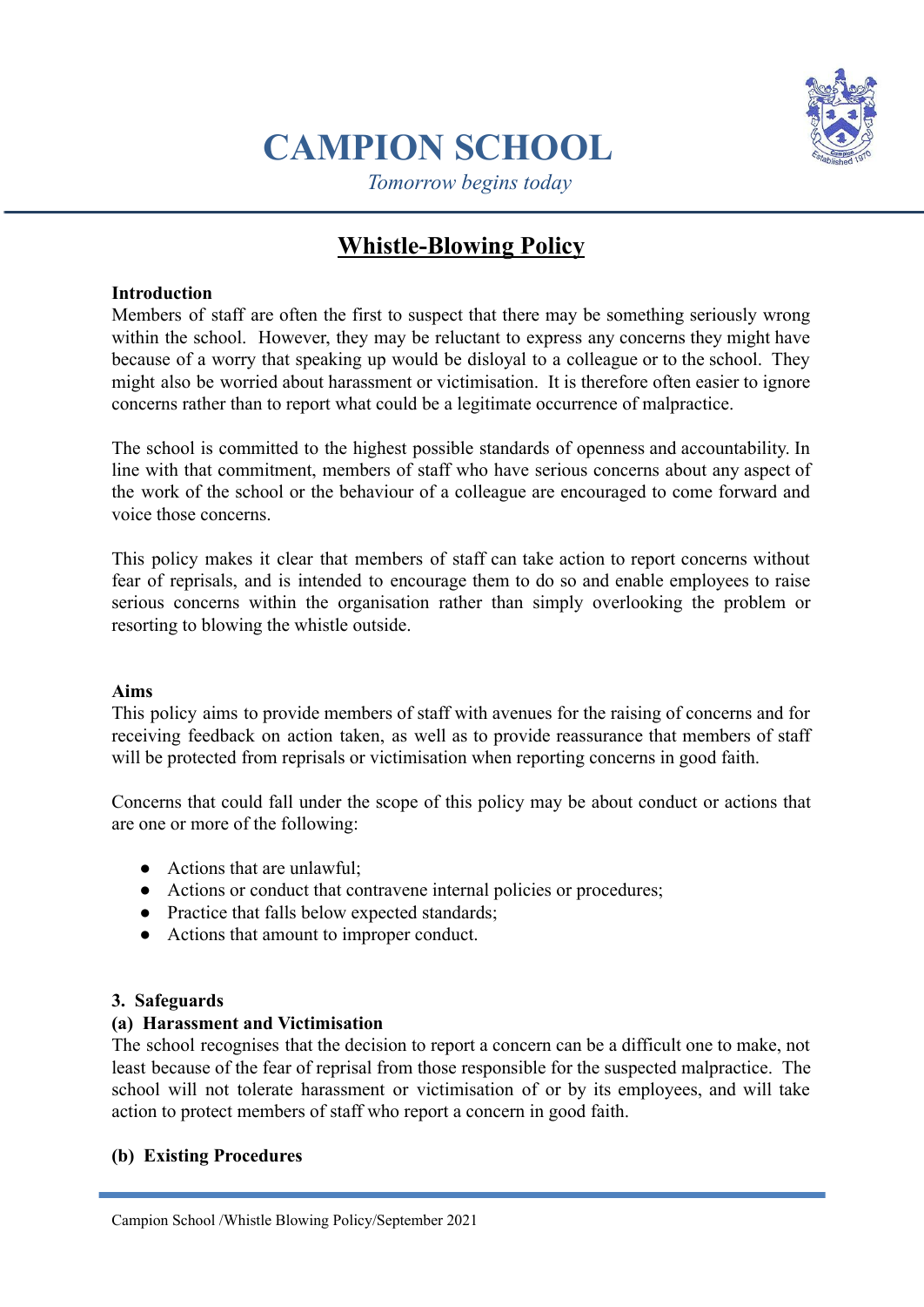# CAMPION SCHOOL

*Tomorrow begins today*

## Whistle-Blowing Policy

**Introduction**

Members of staff are often the first to suspect that there may be something seriously wrong within the school. However, they may be reluctant to express any concerns they might have because of a worry that speaking up would be disloyal to a colleague or to the school. They might also be worried about harassment or victimisation. It is therefore often easier to ignore concerns rather than to report what could be a legitimate occurrence of malpractice.

The school is committed to the highest possible standards of openness and accountability. In line with that commitment, members of staff who have serious concerns about any aspect of the work of the school or the behaviour of a colleague are encouraged to come forward and voice those concerns.

This policy makes it clear that members of staff can take action to report concerns without fear of reprisals, and is intended to encourage them to do so and enable employees to raise serious concerns within the organisation rather than simply overlooking the problem or resorting to blowing the whistle outside.

**Aims**

This policy aims to provide members of staff with avenues for the raising of concerns and for receiving feedback on action taken, as well as to provide reassurance that members of staff will be protected from reprisals or victimisation when reporting concerns in good faith.

Concerns that could fall under the scope of this policy may be about conduct or actions that are one or more of the following:

- Actions that are unlawful;
- Actions or conduct that contravene internal policies or procedures;
- Practice that falls below expected standards;
- Actions that amount to improper conduct.

**3. Safeguards**

**(a) Harassment and Victimisation**

The school recognises that the decision to report a concern can be a difficult one to make, not least because of the fear of reprisal from those responsible for the suspected malpractice. The school will not tolerate harassment or victimisation of or by its employees, and will take action to protect members of staff who report a concern in good faith.

**(b) Existing Procedures**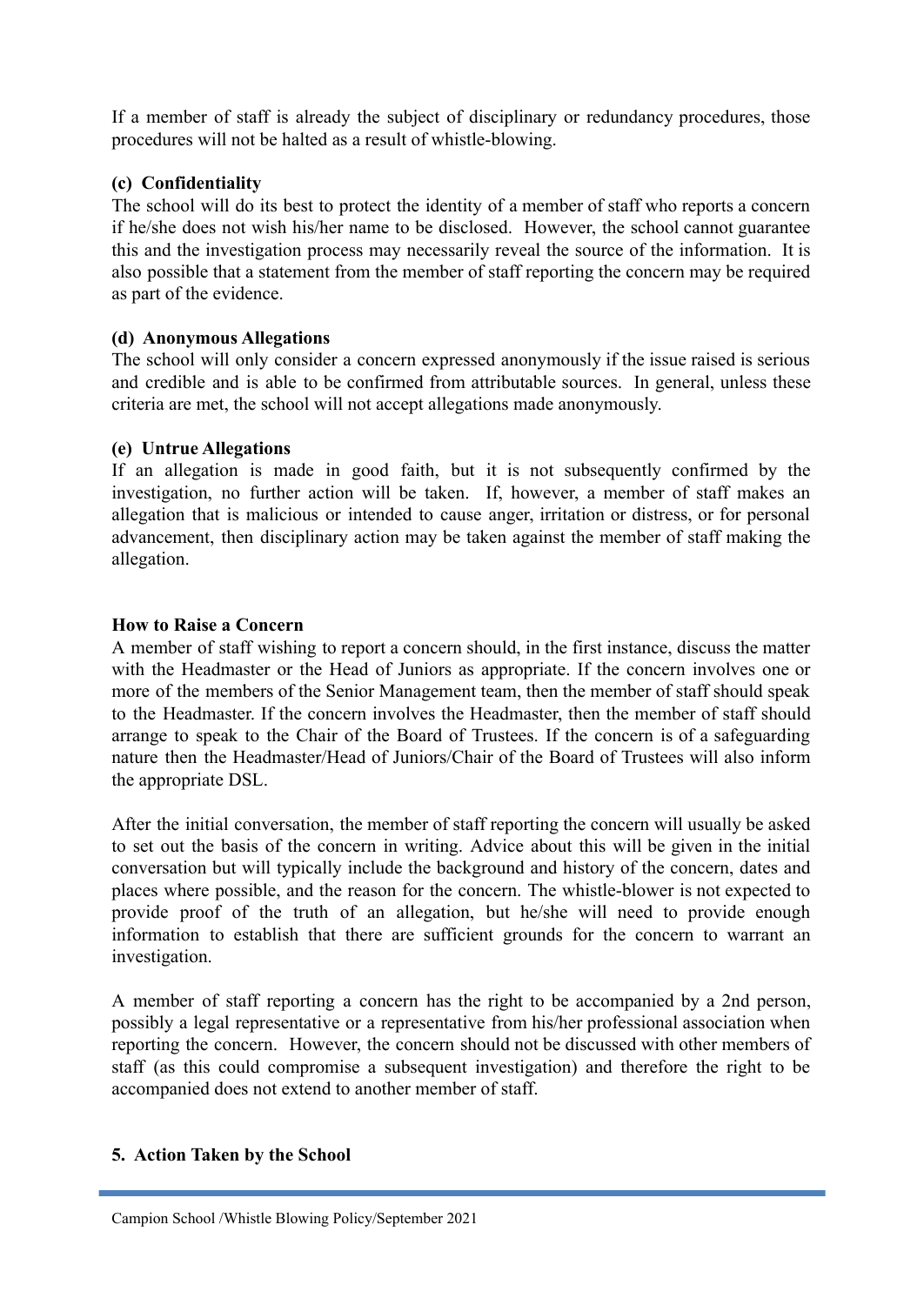If a member of staff is already the subject of disciplinary or redundancy procedures, those procedures will not be halted as a result of whistle-blowing.

**(c) Confidentiality**

The school will do its best to protect the identity of a member of staff who reports a concern if he/she does not wish his/her name to be disclosed. However, the school cannot guarantee this and the investigation process may necessarily reveal the source of the information. It is also possible that a statement from the member of staff reporting the concern may be required as part of the evidence.

**(d) Anonymous Allegations**

The school will only consider a concern expressed anonymously if the issue raised is serious and credible and is able to be confirmed from attributable sources. In general, unless these criteria are met, the school will not accept allegations made anonymously.

**(e) Untrue Allegations**

If an allegation is made in good faith, but it is not subsequently confirmed by the investigation, no further action will be taken. If, however, a member of staff makes an allegation that is malicious or intended to cause anger, irritation or distress, or for personal advancement, then disciplinary action may be taken against the member of staff making the allegation.

**How to Raise a Concern**

A member of staff wishing to report a concern should, in the first instance, discuss the matter with the Headmaster or the Head of Juniors as appropriate. If the concern involves one or more of the members of the Senior Management team, then the member of staff should speak to the Headmaster. If the concern involves the Headmaster, then the member of staff should arrange to speak to the Chair of the Board of Trustees. If the concern is of a safeguarding nature then the Headmaster/Head of Juniors/Chair of the Board of Trustees will also inform the appropriate DSL.

After the initial conversation, the member of staff reporting the concern will usually be asked to set out the basis of the concern in writing. Advice about this will be given in the initial conversation but will typically include the background and history of the concern, dates and places where possible, and the reason for the concern. The whistle-blower is not expected to provide proof of the truth of an allegation, but he/she will need to provide enough information to establish that there are sufficient grounds for the concern to warrant an investigation.

A member of staff reporting a concern has the right to be accompanied by a 2nd person, possibly a legal representative or a representative from his/her professional association when reporting the concern. However, the concern should not be discussed with other members of staff (as this could compromise a subsequent investigation) and therefore the right to be accompanied does not extend to another member of staff.

## 5. Action Taken by the School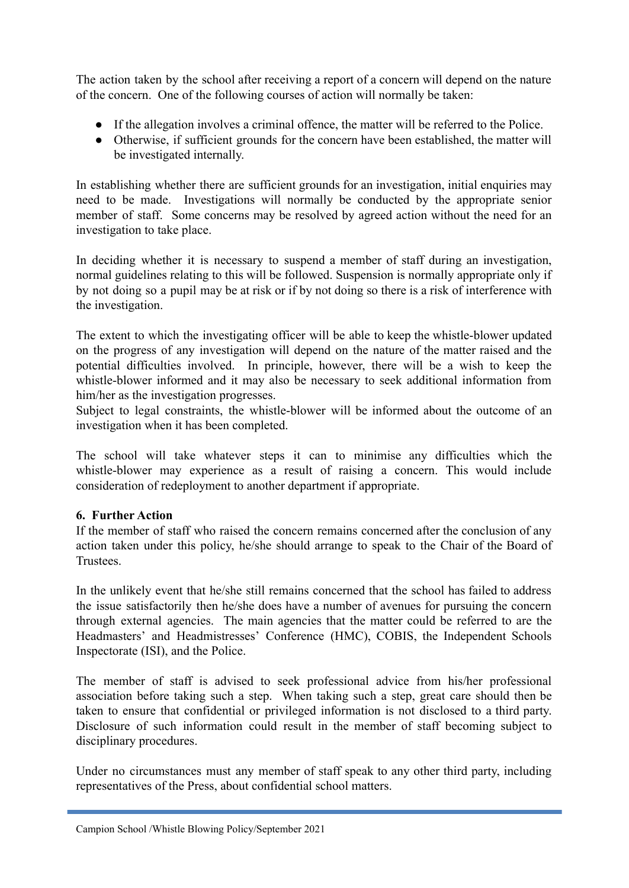The action taken by the school after receiving a report of a concern will depend on the nature of the concern. One of the following courses of action will normally be taken:

- If the allegation involves a criminal offence, the matter will be referred to the Police.
- Otherwise, if sufficient grounds for the concern have been established, the matter will be investigated internally.

In establishing whether there are sufficient grounds for an investigation, initial enquiries may need to be made. Investigations will normally be conducted by the appropriate senior member of staff. Some concerns may be resolved by agreed action without the need for an investigation to take place.

In deciding whether it is necessary to suspend a member of staff during an investigation, normal guidelines relating to this will be followed. Suspension is normally appropriate only if by not doing so a pupil may be at risk or if by not doing so there is a risk of interference with the investigation.

The extent to which the investigating officer will be able to keep the whistle-blower updated on the progress of any investigation will depend on the nature of the matter raised and the potential difficulties involved. In principle, however, there will be a wish to keep the whistle-blower informed and it may also be necessary to seek additional information from him/her as the investigation progresses.
Subject to legal constraints, the whistle-blower will be informed about the outcome of an investigation when it has been completed.

The school will take whatever steps it can to minimise any difficulties which the whistle-blower may experience as a result of raising a concern. This would include consideration of redeployment to another department if appropriate.

**6. Further Action**
If the member of staff who raised the concern remains concerned after the conclusion of any action taken under this policy, he/she should arrange to speak to the Chair of the Board of Trustees.

In the unlikely event that he/she still remains concerned that the school has failed to address the issue satisfactorily then he/she does have a number of avenues for pursuing the concern through external agencies. The main agencies that the matter could be referred to are the Headmasters' and Headmistresses' Conference (HMC), COBIS, the Independent Schools Inspectorate (ISI), and the Police.

The member of staff is advised to seek professional advice from his/her professional association before taking such a step. When taking such a step, great care should then be taken to ensure that confidential or privileged information is not disclosed to a third party. Disclosure of such information could result in the member of staff becoming subject to disciplinary procedures.

Under no circumstances must any member of staff speak to any other third party, including representatives of the Press, about confidential school matters.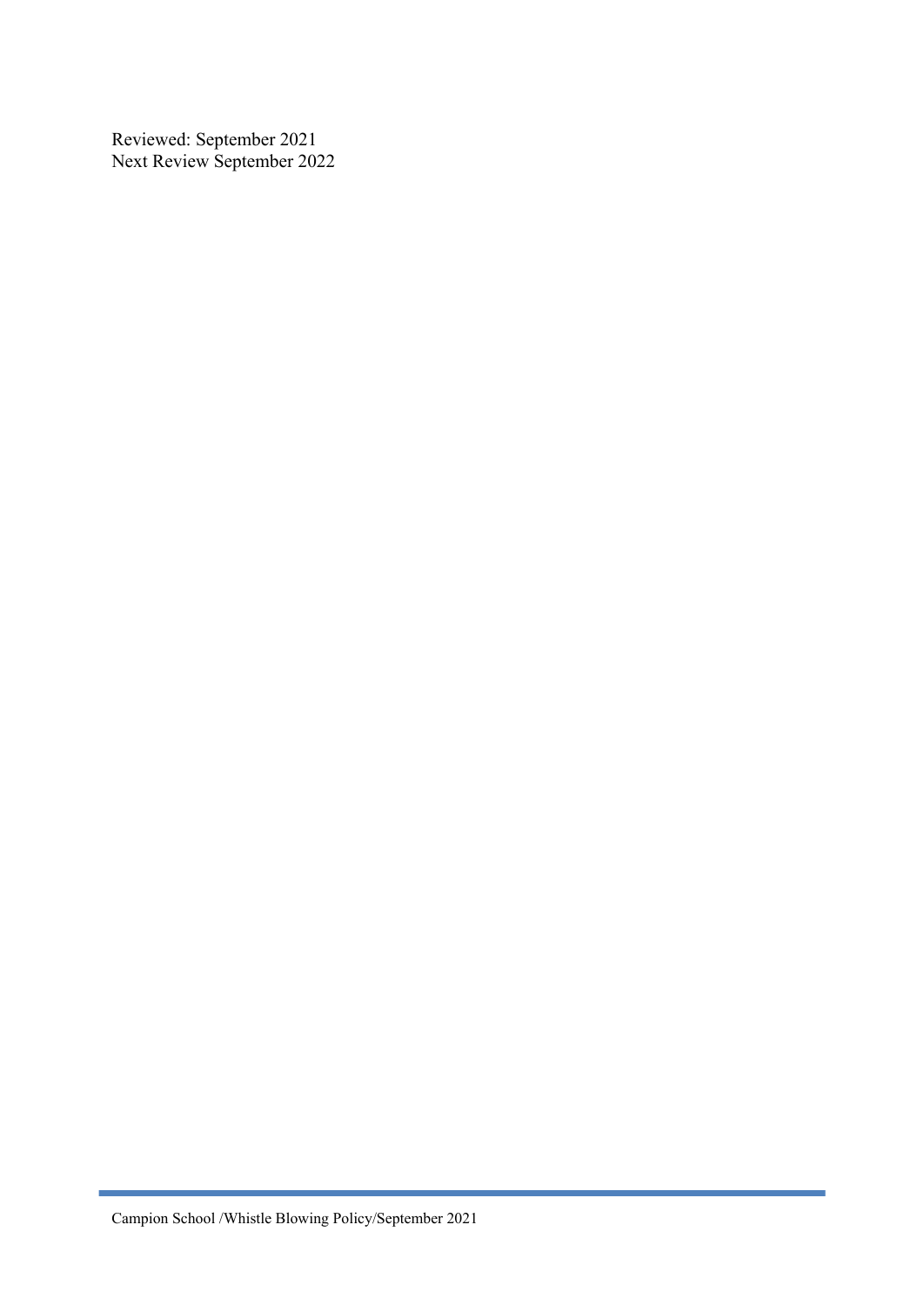Reviewed: September 2021
Next Review September 2022